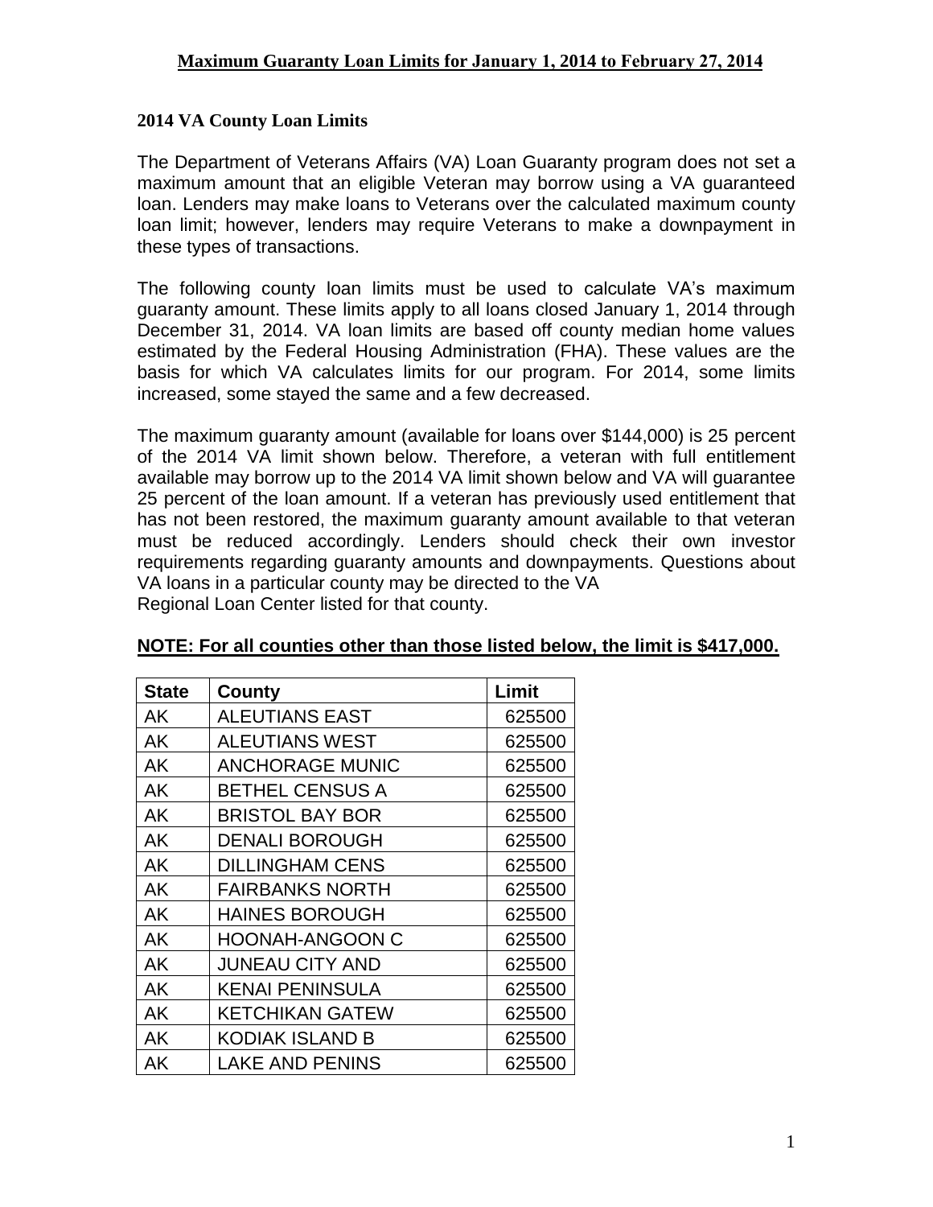# Maximum Guaranty Loan Limits for January 1, 2014 to February 27, 2014

## 2014 VA County Loan Limits

The Department of Veterans Affairs (VA) Loan Guaranty program does not set a maximum amount that an eligible Veteran may borrow using a VA guaranteed loan. Lenders may make loans to Veterans over the calculated maximum county loan limit; however, lenders may require Veterans to make a downpayment in these types of transactions.

The following county loan limits must be used to calculate VA's maximum guaranty amount. These limits apply to all loans closed January 1, 2014 through December 31, 2014. VA loan limits are based off county median home values estimated by the Federal Housing Administration (FHA). These values are the basis for which VA calculates limits for our program. For 2014, some limits increased, some stayed the same and a few decreased.

The maximum guaranty amount (available for loans over $144,000) is 25 percent of the 2014 VA limit shown below. Therefore, a veteran with full entitlement available may borrow up to the 2014 VA limit shown below and VA will guarantee 25 percent of the loan amount. If a veteran has previously used entitlement that has not been restored, the maximum guaranty amount available to that veteran must be reduced accordingly. Lenders should check their own investor requirements regarding guaranty amounts and downpayments. Questions about VA loans in a particular county may be directed to the VA Regional Loan Center listed for that county.

**NOTE: For all counties other than those listed below, the limit is $417,000.**

| State | County | Limit |
|---|---|---|
| AK | ALEUTIANS EAST | 625500 |
| AK | ALEUTIANS WEST | 625500 |
| AK | ANCHORAGE MUNIC | 625500 |
| AK | BETHEL CENSUS A | 625500 |
| AK | BRISTOL BAY BOR | 625500 |
| AK | DENALI BOROUGH | 625500 |
| AK | DILLINGHAM CENS | 625500 |
| AK | FAIRBANKS NORTH | 625500 |
| AK | HAINES BOROUGH | 625500 |
| AK | HOONAH-ANGOON C | 625500 |
| AK | JUNEAU CITY AND | 625500 |
| AK | KENAI PENINSULA | 625500 |
| AK | KETCHIKAN GATEW | 625500 |
| AK | KODIAK ISLAND B | 625500 |
| AK | LAKE AND PENINS | 625500 |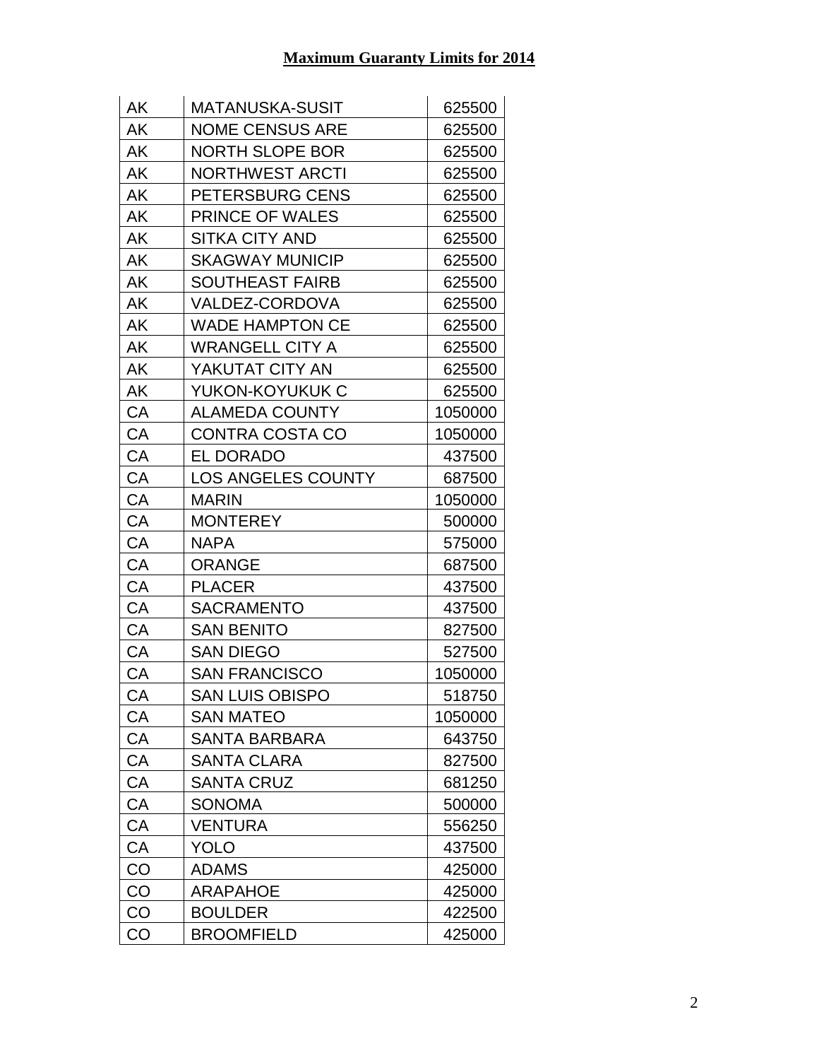**Maximum Guaranty Limits for 2014**

| | | |
|---|---|---|
| AK | MATANUSKA-SUSIT | 625500 |
| AK | NOME CENSUS ARE | 625500 |
| AK | NORTH SLOPE BOR | 625500 |
| AK | NORTHWEST ARCTI | 625500 |
| AK | PETERSBURG CENS | 625500 |
| AK | PRINCE OF WALES | 625500 |
| AK | SITKA CITY AND | 625500 |
| AK | SKAGWAY MUNICIP | 625500 |
| AK | SOUTHEAST FAIRB | 625500 |
| AK | VALDEZ-CORDOVA | 625500 |
| AK | WADE HAMPTON CE | 625500 |
| AK | WRANGELL CITY A | 625500 |
| AK | YAKUTAT CITY AN | 625500 |
| AK | YUKON-KOYUKUK C | 625500 |
| CA | ALAMEDA COUNTY | 1050000 |
| CA | CONTRA COSTA CO | 1050000 |
| CA | EL DORADO | 437500 |
| CA | LOS ANGELES COUNTY | 687500 |
| CA | MARIN | 1050000 |
| CA | MONTEREY | 500000 |
| CA | NAPA | 575000 |
| CA | ORANGE | 687500 |
| CA | PLACER | 437500 |
| CA | SACRAMENTO | 437500 |
| CA | SAN BENITO | 827500 |
| CA | SAN DIEGO | 527500 |
| CA | SAN FRANCISCO | 1050000 |
| CA | SAN LUIS OBISPO | 518750 |
| CA | SAN MATEO | 1050000 |
| CA | SANTA BARBARA | 643750 |
| CA | SANTA CLARA | 827500 |
| CA | SANTA CRUZ | 681250 |
| CA | SONOMA | 500000 |
| CA | VENTURA | 556250 |
| CA | YOLO | 437500 |
| CO | ADAMS | 425000 |
| CO | ARAPAHOE | 425000 |
| CO | BOULDER | 422500 |
| CO | BROOMFIELD | 425000 |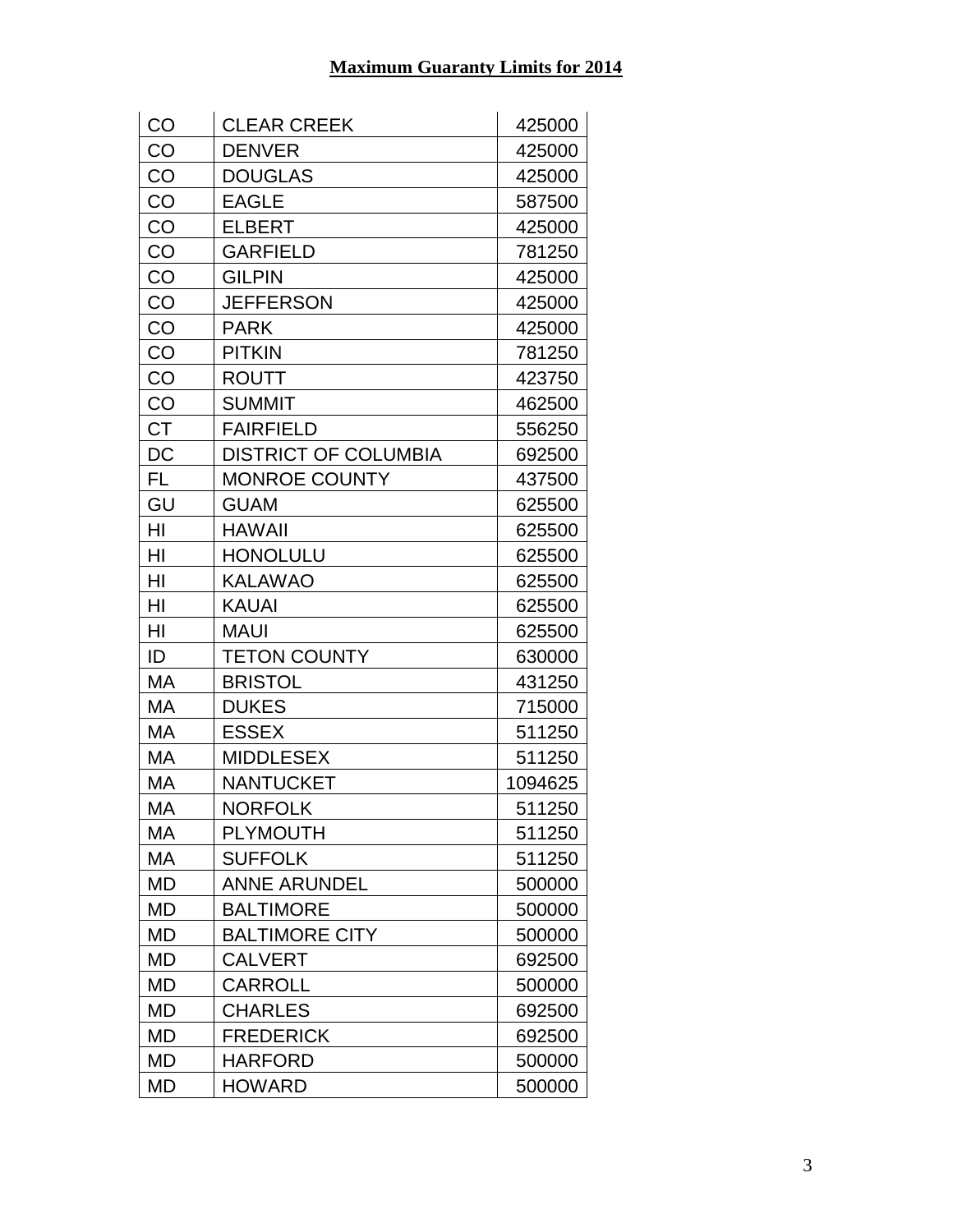**Maximum Guaranty Limits for 2014**

| | | |
|---|---|---|
| CO | CLEAR CREEK | 425000 |
| CO | DENVER | 425000 |
| CO | DOUGLAS | 425000 |
| CO | EAGLE | 587500 |
| CO | ELBERT | 425000 |
| CO | GARFIELD | 781250 |
| CO | GILPIN | 425000 |
| CO | JEFFERSON | 425000 |
| CO | PARK | 425000 |
| CO | PITKIN | 781250 |
| CO | ROUTT | 423750 |
| CO | SUMMIT | 462500 |
| CT | FAIRFIELD | 556250 |
| DC | DISTRICT OF COLUMBIA | 692500 |
| FL | MONROE COUNTY | 437500 |
| GU | GUAM | 625500 |
| HI | HAWAII | 625500 |
| HI | HONOLULU | 625500 |
| HI | KALAWAO | 625500 |
| HI | KAUAI | 625500 |
| HI | MAUI | 625500 |
| ID | TETON COUNTY | 630000 |
| MA | BRISTOL | 431250 |
| MA | DUKES | 715000 |
| MA | ESSEX | 511250 |
| MA | MIDDLESEX | 511250 |
| MA | NANTUCKET | 1094625 |
| MA | NORFOLK | 511250 |
| MA | PLYMOUTH | 511250 |
| MA | SUFFOLK | 511250 |
| MD | ANNE ARUNDEL | 500000 |
| MD | BALTIMORE | 500000 |
| MD | BALTIMORE CITY | 500000 |
| MD | CALVERT | 692500 |
| MD | CARROLL | 500000 |
| MD | CHARLES | 692500 |
| MD | FREDERICK | 692500 |
| MD | HARFORD | 500000 |
| MD | HOWARD | 500000 |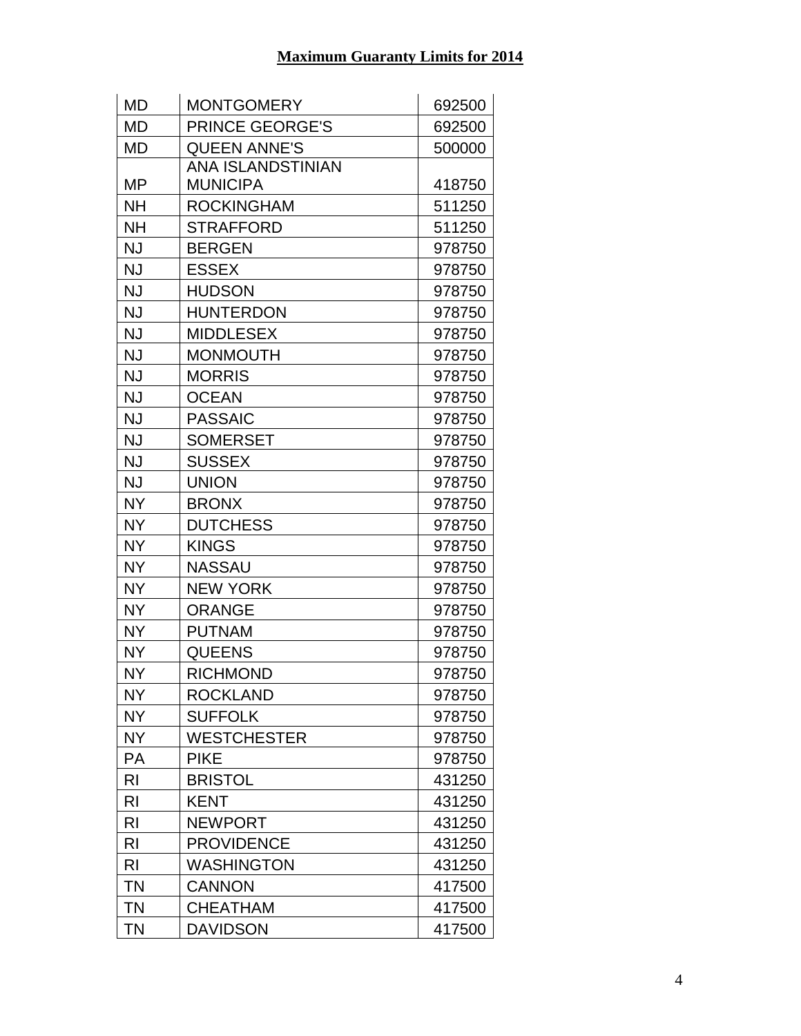# Maximum Guaranty Limits for 2014

| | | |
|---|---|---|
| MD | MONTGOMERY | 692500 |
| MD | PRINCE GEORGE'S | 692500 |
| MD | QUEEN ANNE'S | 500000 |
| MP | ANA ISLANDSTINIAN MUNICIPA | 418750 |
| NH | ROCKINGHAM | 511250 |
| NH | STRAFFORD | 511250 |
| NJ | BERGEN | 978750 |
| NJ | ESSEX | 978750 |
| NJ | HUDSON | 978750 |
| NJ | HUNTERDON | 978750 |
| NJ | MIDDLESEX | 978750 |
| NJ | MONMOUTH | 978750 |
| NJ | MORRIS | 978750 |
| NJ | OCEAN | 978750 |
| NJ | PASSAIC | 978750 |
| NJ | SOMERSET | 978750 |
| NJ | SUSSEX | 978750 |
| NJ | UNION | 978750 |
| NY | BRONX | 978750 |
| NY | DUTCHESS | 978750 |
| NY | KINGS | 978750 |
| NY | NASSAU | 978750 |
| NY | NEW YORK | 978750 |
| NY | ORANGE | 978750 |
| NY | PUTNAM | 978750 |
| NY | QUEENS | 978750 |
| NY | RICHMOND | 978750 |
| NY | ROCKLAND | 978750 |
| NY | SUFFOLK | 978750 |
| NY | WESTCHESTER | 978750 |
| PA | PIKE | 978750 |
| RI | BRISTOL | 431250 |
| RI | KENT | 431250 |
| RI | NEWPORT | 431250 |
| RI | PROVIDENCE | 431250 |
| RI | WASHINGTON | 431250 |
| TN | CANNON | 417500 |
| TN | CHEATHAM | 417500 |
| TN | DAVIDSON | 417500 |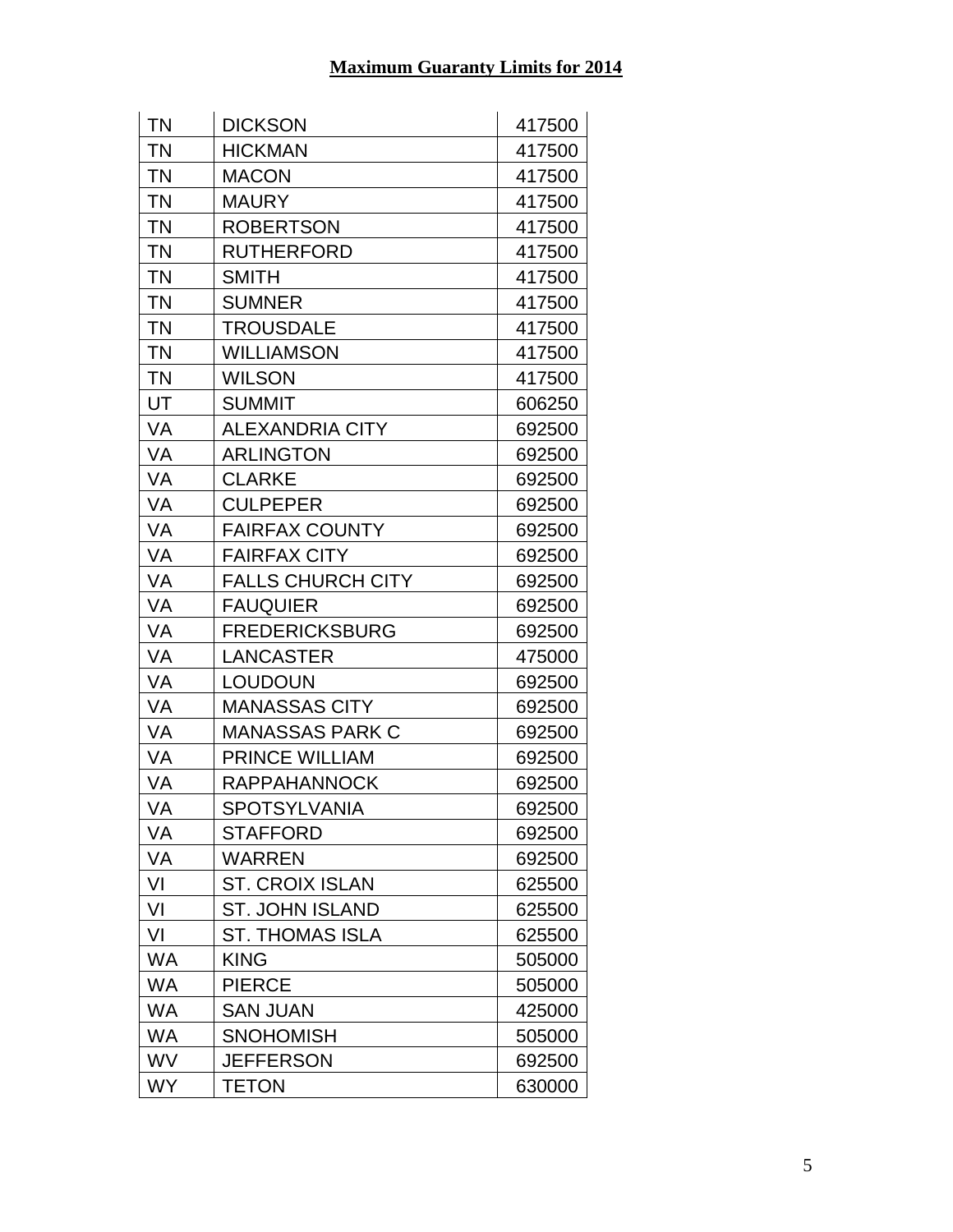**Maximum Guaranty Limits for 2014**

| | | |
|---|---|---|
| TN | DICKSON | 417500 |
| TN | HICKMAN | 417500 |
| TN | MACON | 417500 |
| TN | MAURY | 417500 |
| TN | ROBERTSON | 417500 |
| TN | RUTHERFORD | 417500 |
| TN | SMITH | 417500 |
| TN | SUMNER | 417500 |
| TN | TROUSDALE | 417500 |
| TN | WILLIAMSON | 417500 |
| TN | WILSON | 417500 |
| UT | SUMMIT | 606250 |
| VA | ALEXANDRIA CITY | 692500 |
| VA | ARLINGTON | 692500 |
| VA | CLARKE | 692500 |
| VA | CULPEPER | 692500 |
| VA | FAIRFAX COUNTY | 692500 |
| VA | FAIRFAX CITY | 692500 |
| VA | FALLS CHURCH CITY | 692500 |
| VA | FAUQUIER | 692500 |
| VA | FREDERICKSBURG | 692500 |
| VA | LANCASTER | 475000 |
| VA | LOUDOUN | 692500 |
| VA | MANASSAS CITY | 692500 |
| VA | MANASSAS PARK C | 692500 |
| VA | PRINCE WILLIAM | 692500 |
| VA | RAPPAHANNOCK | 692500 |
| VA | SPOTSYLVANIA | 692500 |
| VA | STAFFORD | 692500 |
| VA | WARREN | 692500 |
| VI | ST. CROIX ISLAN | 625500 |
| VI | ST. JOHN ISLAND | 625500 |
| VI | ST. THOMAS ISLA | 625500 |
| WA | KING | 505000 |
| WA | PIERCE | 505000 |
| WA | SAN JUAN | 425000 |
| WA | SNOHOMISH | 505000 |
| WV | JEFFERSON | 692500 |
| WY | TETON | 630000 |